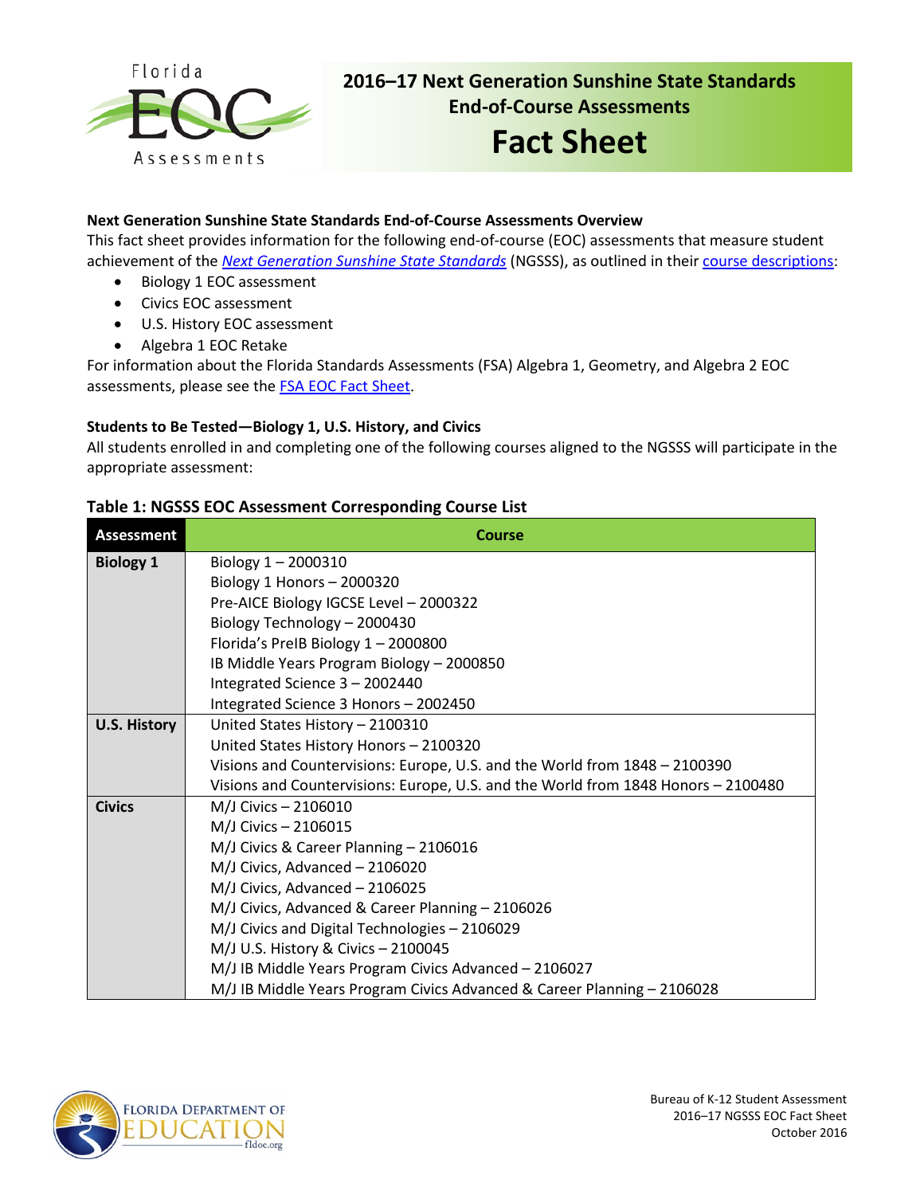# 2016–17 Next Generation Sunshine State Standards End-of-Course Assessments Fact Sheet

### Next Generation Sunshine State Standards End-of-Course Assessments Overview

This fact sheet provides information for the following end-of-course (EOC) assessments that measure student achievement of the *Next Generation Sunshine State Standards* (NGSSS), as outlined in their course descriptions:

- Biology 1 EOC assessment
- Civics EOC assessment
- U.S. History EOC assessment
- Algebra 1 EOC Retake

For information about the Florida Standards Assessments (FSA) Algebra 1, Geometry, and Algebra 2 EOC assessments, please see the FSA EOC Fact Sheet.

### Students to Be Tested—Biology 1, U.S. History, and Civics

All students enrolled in and completing one of the following courses aligned to the NGSSS will participate in the appropriate assessment:

**Table 1: NGSSS EOC Assessment Corresponding Course List**

| Assessment | Course |
|---|---|
| **Biology 1** | Biology 1 – 2000310<br>Biology 1 Honors – 2000320<br>Pre-AICE Biology IGCSE Level – 2000322<br>Biology Technology – 2000430<br>Florida's PreIB Biology 1 – 2000800<br>IB Middle Years Program Biology – 2000850<br>Integrated Science 3 – 2002440<br>Integrated Science 3 Honors – 2002450 |
| **U.S. History** | United States History – 2100310<br>United States History Honors – 2100320<br>Visions and Countervisions: Europe, U.S. and the World from 1848 – 2100390<br>Visions and Countervisions: Europe, U.S. and the World from 1848 Honors – 2100480 |
| **Civics** | M/J Civics – 2106010<br>M/J Civics – 2106015<br>M/J Civics & Career Planning – 2106016<br>M/J Civics, Advanced – 2106020<br>M/J Civics, Advanced – 2106025<br>M/J Civics, Advanced & Career Planning – 2106026<br>M/J Civics and Digital Technologies – 2106029<br>M/J U.S. History & Civics – 2100045<br>M/J IB Middle Years Program Civics Advanced – 2106027<br>M/J IB Middle Years Program Civics Advanced & Career Planning – 2106028 |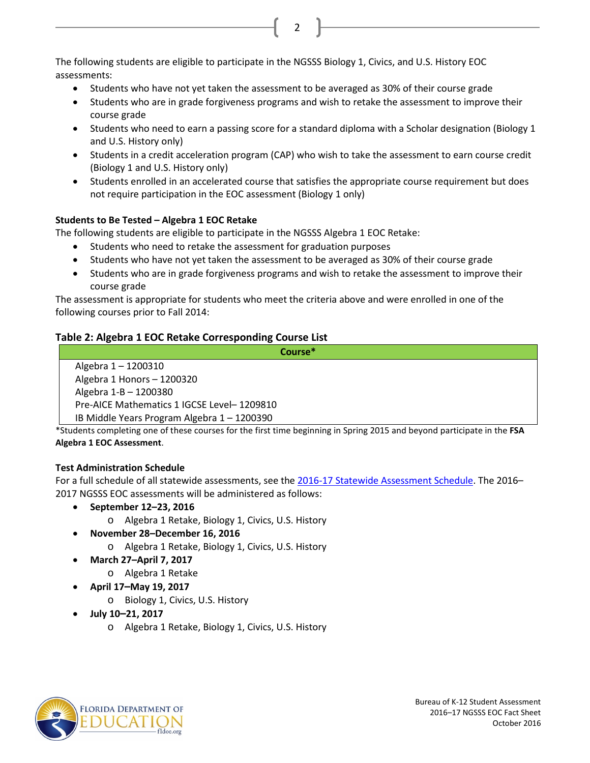The following students are eligible to participate in the NGSSS Biology 1, Civics, and U.S. History EOC assessments:

- Students who have not yet taken the assessment to be averaged as 30% of their course grade
- Students who are in grade forgiveness programs and wish to retake the assessment to improve their course grade
- Students who need to earn a passing score for a standard diploma with a Scholar designation (Biology 1 and U.S. History only)
- Students in a credit acceleration program (CAP) who wish to take the assessment to earn course credit (Biology 1 and U.S. History only)
- Students enrolled in an accelerated course that satisfies the appropriate course requirement but does not require participation in the EOC assessment (Biology 1 only)

**Students to Be Tested – Algebra 1 EOC Retake**

The following students are eligible to participate in the NGSSS Algebra 1 EOC Retake:

- Students who need to retake the assessment for graduation purposes
- Students who have not yet taken the assessment to be averaged as 30% of their course grade
- Students who are in grade forgiveness programs and wish to retake the assessment to improve their course grade

The assessment is appropriate for students who meet the criteria above and were enrolled in one of the following courses prior to Fall 2014:

**Table 2: Algebra 1 EOC Retake Corresponding Course List**

| Course* |
|---|
| Algebra 1 – 1200310 |
| Algebra 1 Honors – 1200320 |
| Algebra 1-B – 1200380 |
| Pre-AICE Mathematics 1 IGCSE Level– 1209810 |
| IB Middle Years Program Algebra 1 – 1200390 |

*Students completing one of these courses for the first time beginning in Spring 2015 and beyond participate in the **FSA Algebra 1 EOC Assessment**.

**Test Administration Schedule**

For a full schedule of all statewide assessments, see the 2016-17 Statewide Assessment Schedule. The 2016–2017 NGSSS EOC assessments will be administered as follows:

- **September 12–23, 2016**
  - Algebra 1 Retake, Biology 1, Civics, U.S. History
- **November 28–December 16, 2016**
  - Algebra 1 Retake, Biology 1, Civics, U.S. History
- **March 27–April 7, 2017**
  - Algebra 1 Retake
- **April 17–May 19, 2017**
  - Biology 1, Civics, U.S. History
- **July 10–21, 2017**
  - Algebra 1 Retake, Biology 1, Civics, U.S. History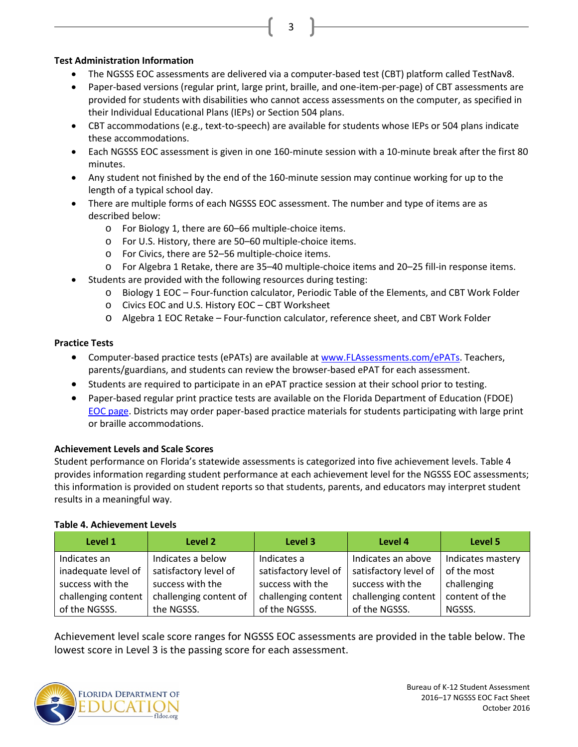### Test Administration Information

- The NGSSS EOC assessments are delivered via a computer-based test (CBT) platform called TestNav8.
- Paper-based versions (regular print, large print, braille, and one-item-per-page) of CBT assessments are provided for students with disabilities who cannot access assessments on the computer, as specified in their Individual Educational Plans (IEPs) or Section 504 plans.
- CBT accommodations (e.g., text-to-speech) are available for students whose IEPs or 504 plans indicate these accommodations.
- Each NGSSS EOC assessment is given in one 160-minute session with a 10-minute break after the first 80 minutes.
- Any student not finished by the end of the 160-minute session may continue working for up to the length of a typical school day.
- There are multiple forms of each NGSSS EOC assessment. The number and type of items are as described below:
  - For Biology 1, there are 60–66 multiple-choice items.
  - For U.S. History, there are 50–60 multiple-choice items.
  - For Civics, there are 52–56 multiple-choice items.
  - For Algebra 1 Retake, there are 35–40 multiple-choice items and 20–25 fill-in response items.
- Students are provided with the following resources during testing:
  - Biology 1 EOC – Four-function calculator, Periodic Table of the Elements, and CBT Work Folder
  - Civics EOC and U.S. History EOC – CBT Worksheet
  - Algebra 1 EOC Retake – Four-function calculator, reference sheet, and CBT Work Folder

### Practice Tests

- Computer-based practice tests (ePATs) are available at www.FLAssessments.com/ePATs. Teachers, parents/guardians, and students can review the browser-based ePAT for each assessment.
- Students are required to participate in an ePAT practice session at their school prior to testing.
- Paper-based regular print practice tests are available on the Florida Department of Education (FDOE) EOC page. Districts may order paper-based practice materials for students participating with large print or braille accommodations.

### Achievement Levels and Scale Scores

Student performance on Florida's statewide assessments is categorized into five achievement levels. Table 4 provides information regarding student performance at each achievement level for the NGSSS EOC assessments; this information is provided on student reports so that students, parents, and educators may interpret student results in a meaningful way.

**Table 4. Achievement Levels**

| Level 1 | Level 2 | Level 3 | Level 4 | Level 5 |
|---|---|---|---|---|
| Indicates an inadequate level of success with the challenging content of the NGSSS. | Indicates a below satisfactory level of success with the challenging content of the NGSSS. | Indicates a satisfactory level of success with the challenging content of the NGSSS. | Indicates an above satisfactory level of success with the challenging content of the NGSSS. | Indicates mastery of the most challenging content of the NGSSS. |

Achievement level scale score ranges for NGSSS EOC assessments are provided in the table below. The lowest score in Level 3 is the passing score for each assessment.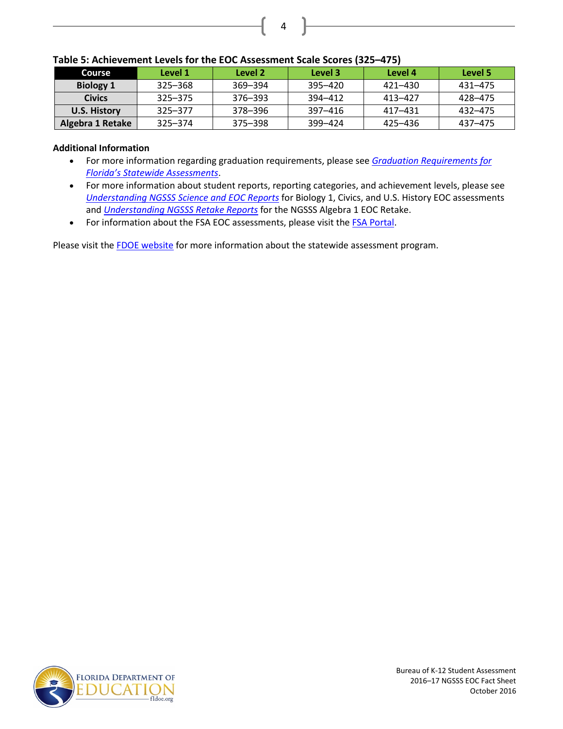**Table 5: Achievement Levels for the EOC Assessment Scale Scores (325–475)**

| Course | Level 1 | Level 2 | Level 3 | Level 4 | Level 5 |
|---|---|---|---|---|---|
| **Biology 1** | 325–368 | 369–394 | 395–420 | 421–430 | 431–475 |
| **Civics** | 325–375 | 376–393 | 394–412 | 413–427 | 428–475 |
| **U.S. History** | 325–377 | 378–396 | 397–416 | 417–431 | 432–475 |
| **Algebra 1 Retake** | 325–374 | 375–398 | 399–424 | 425–436 | 437–475 |

**Additional Information**

- For more information regarding graduation requirements, please see *Graduation Requirements for Florida's Statewide Assessments*.
- For more information about student reports, reporting categories, and achievement levels, please see *Understanding NGSSS Science and EOC Reports* for Biology 1, Civics, and U.S. History EOC assessments and *Understanding NGSSS Retake Reports* for the NGSSS Algebra 1 EOC Retake.
- For information about the FSA EOC assessments, please visit the FSA Portal.

Please visit the FDOE website for more information about the statewide assessment program.